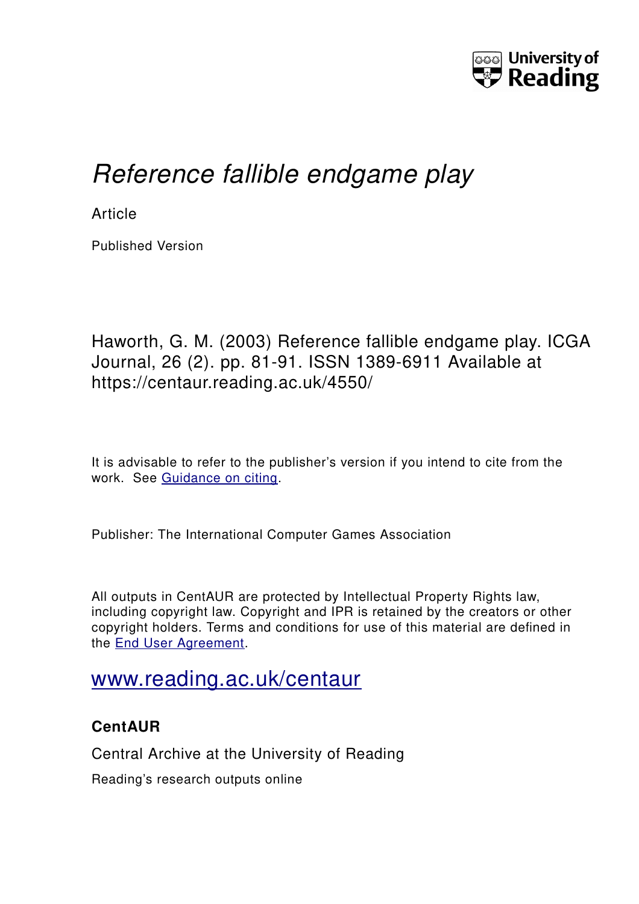University of Reading

# *Reference fallible endgame play*

Article

Published Version

Haworth, G. M. (2003) Reference fallible endgame play. ICGA Journal, 26 (2). pp. 81-91. ISSN 1389-6911 Available at https://centaur.reading.ac.uk/4550/

It is advisable to refer to the publisher's version if you intend to cite from the work. See Guidance on citing.

Publisher: The International Computer Games Association

All outputs in CentAUR are protected by Intellectual Property Rights law, including copyright law. Copyright and IPR is retained by the creators or other copyright holders. Terms and conditions for use of this material are defined in the End User Agreement.

www.reading.ac.uk/centaur

**CentAUR**

Central Archive at the University of Reading

Reading's research outputs online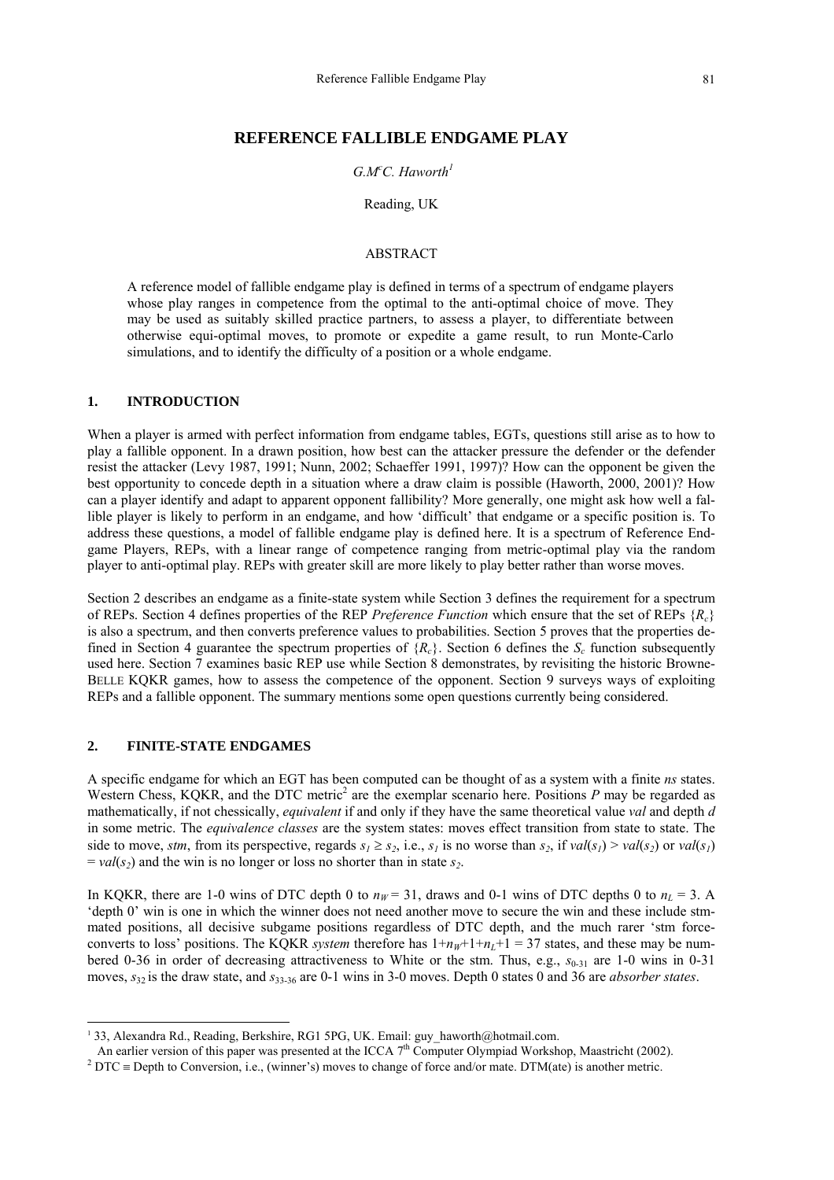# REFERENCE FALLIBLE ENDGAME PLAY

*G.M^c^C. Haworth*[1]

Reading, UK

## ABSTRACT

A reference model of fallible endgame play is defined in terms of a spectrum of endgame players whose play ranges in competence from the optimal to the anti-optimal choice of move. They may be used as suitably skilled practice partners, to assess a player, to differentiate between otherwise equi-optimal moves, to promote or expedite a game result, to run Monte-Carlo simulations, and to identify the difficulty of a position or a whole endgame.

## 1. INTRODUCTION

When a player is armed with perfect information from endgame tables, EGTs, questions still arise as to how to play a fallible opponent. In a drawn position, how best can the attacker pressure the defender or the defender resist the attacker (Levy 1987, 1991; Nunn, 2002; Schaeffer 1991, 1997)? How can the opponent be given the best opportunity to concede depth in a situation where a draw claim is possible (Haworth, 2000, 2001)? How can a player identify and adapt to apparent opponent fallibility? More generally, one might ask how well a fallible player is likely to perform in an endgame, and how 'difficult' that endgame or a specific position is. To address these questions, a model of fallible endgame play is defined here. It is a spectrum of Reference Endgame Players, REPs, with a linear range of competence ranging from metric-optimal play via the random player to anti-optimal play. REPs with greater skill are more likely to play better rather than worse moves.

Section 2 describes an endgame as a finite-state system while Section 3 defines the requirement for a spectrum of REPs. Section 4 defines properties of the REP *Preference Function* which ensure that the set of REPs $\{R_c\}$ is also a spectrum, and then converts preference values to probabilities. Section 5 proves that the properties defined in Section 4 guarantee the spectrum properties of $\{R_c\}$. Section 6 defines the $S_c$ function subsequently used here. Section 7 examines basic REP use while Section 8 demonstrates, by revisiting the historic Browne-BELLE KQKR games, how to assess the competence of the opponent. Section 9 surveys ways of exploiting REPs and a fallible opponent. The summary mentions some open questions currently being considered.

## 2. FINITE-STATE ENDGAMES

A specific endgame for which an EGT has been computed can be thought of as a system with a finite *ns* states. Western Chess, KQKR, and the DTC metric[2] are the exemplar scenario here. Positions *P* may be regarded as mathematically, if not chessically, *equivalent* if and only if they have the same theoretical value *val* and depth *d* in some metric. The *equivalence classes* are the system states: moves effect transition from state to state. The side to move, *stm*, from its perspective, regards $s_1 \geq s_2$, i.e., $s_1$ is no worse than $s_2$, if $val(s_1) > val(s_2)$ or $val(s_1) = val(s_2)$ and the win is no longer or loss no shorter than in state $s_2$.

In KQKR, there are 1-0 wins of DTC depth 0 to $n_W = 31$, draws and 0-1 wins of DTC depths 0 to $n_L = 3$. A 'depth 0' win is one in which the winner does not need another move to secure the win and these include stm-mated positions, all decisive subgame positions regardless of DTC depth, and the much rarer 'stm force-converts to loss' positions. The KQKR *system* therefore has $1+n_W+1+n_L+1 = 37$ states, and these may be numbered 0-36 in order of decreasing attractiveness to White or the stm. Thus, e.g., $s_{0\text{-}31}$ are 1-0 wins in 0-31 moves, $s_{32}$ is the draw state, and $s_{33\text{-}36}$ are 0-1 wins in 3-0 moves. Depth 0 states 0 and 36 are *absorber states*.

---

[1] 33, Alexandra Rd., Reading, Berkshire, RG1 5PG, UK. Email: guy_haworth@hotmail.com.
An earlier version of this paper was presented at the ICCA 7th Computer Olympiad Workshop, Maastricht (2002).

[2] DTC ≡ Depth to Conversion, i.e., (winner's) moves to change of force and/or mate. DTM(ate) is another metric.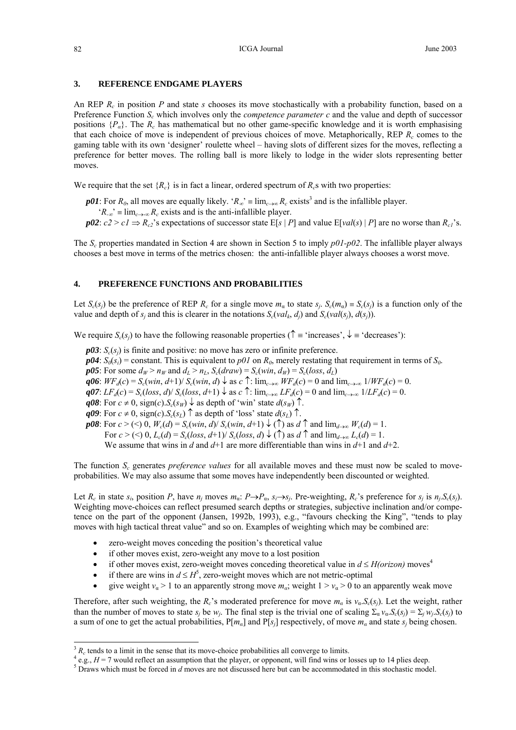## 3. REFERENCE ENDGAME PLAYERS

An REP $R_c$ in position $P$ and state $s$ chooses its move stochastically with a probability function, based on a Preference Function $S_c$ which involves only the *competence parameter* $c$ and the value and depth of successor positions $\{P_\alpha\}$. The $R_c$ has mathematical but no other game-specific knowledge and it is worth emphasising that each choice of move is independent of previous choices of move. Metaphorically, REP $R_c$ comes to the gaming table with its own 'designer' roulette wheel – having slots of different sizes for the moves, reflecting a preference for better moves. The rolling ball is more likely to lodge in the wider slots representing better moves.

We require that the set $\{R_c\}$ is in fact a linear, ordered spectrum of $R_c$s with two properties:

> ***p01***: For $R_0$, all moves are equally likely. '$R_\infty$' $\equiv \lim_{c\to\infty} R_c$ exists[3] and is the infallible player.
> '$R_{-\infty}$' $\equiv \lim_{c\to-\infty} R_c$ exists and is the anti-infallible player.
> ***p02***: $c2 > c1 \Rightarrow R_{c2}$'s expectations of successor state $E[s \mid P]$ and value $E[val(s) \mid P]$ are no worse than $R_{c1}$'s.

The $S_c$ properties mandated in Section 4 are shown in Section 5 to imply *p01-p02*. The infallible player always chooses a best move in terms of the metrics chosen: the anti-infallible player always chooses a worst move.

## 4. PREFERENCE FUNCTIONS AND PROBABILITIES

Let $S_c(s_j)$ be the preference of REP $R_c$ for a single move $m_\alpha$ to state $s_j$. $S_c(m_\alpha) \equiv S_c(s_j)$ is a function only of the value and depth of $s_j$ and this is clearer in the notations $S_c(val_k, d_j)$ and $S_c(val(s_j), d(s_j))$.

We require $S_c(s_j)$ to have the following reasonable properties ($\uparrow \equiv$ 'increases', $\downarrow \equiv$ 'decreases'):

> ***p03***: $S_c(s_j)$ is finite and positive: no move has zero or infinite preference.
> ***p04***: $S_0(s_i)$ = constant. This is equivalent to *p01* on $R_0$, merely restating that requirement in terms of $S_0$.
> ***p05***: For some $d_W > n_W$ and $d_L > n_L$, $S_c(draw) = S_c(win, d_W) = S_c(loss, d_L)$
> ***q06***: $WF_d(c) = S_c(win, d+1)/ S_c(win, d) \downarrow$ as $c \uparrow$: $\lim_{c\to\infty} WF_d(c) = 0$ and $\lim_{c\to-\infty} 1/WF_d(c) = 0$.
> ***q07***: $LF_d(c) = S_c(loss, d)/ S_c(loss, d+1) \downarrow$ as $c \uparrow$: $\lim_{c\to\infty} LF_d(c) = 0$ and $\lim_{c\to-\infty} 1/LF_d(c) = 0$.
> ***q08***: For $c \neq 0$, $\text{sign}(c).S_c(s_W) \downarrow$ as depth of 'win' state $d(s_W) \uparrow$.
> ***q09***: For $c \neq 0$, $\text{sign}(c).S_c(s_L) \uparrow$ as depth of 'loss' state $d(s_L) \uparrow$.
> ***p08***: For $c >$ (<) 0, $W_c(d) = S_c(win, d)/ S_c(win, d+1) \downarrow (\uparrow)$ as $d \uparrow$ and $\lim_{d\to\infty} W_c(d) = 1$.
> For $c >$ (<) 0, $L_c(d) = S_c(loss, d+1)/ S_c(loss, d) \downarrow (\uparrow)$ as $d \uparrow$ and $\lim_{d\to\infty} L_c(d) = 1$.
> We assume that wins in $d$ and $d+1$ are more differentiable than wins in $d+1$ and $d+2$.

The function $S_c$ generates *preference values* for all available moves and these must now be scaled to move-probabilities. We may also assume that some moves have independently been discounted or weighted.

Let $R_c$ in state $s_i$, position $P$, have $n_j$ moves $m_\alpha$: $P \to P_\alpha$, $s_i \to s_j$. Pre-weighting, $R_c$'s preference for $s_j$ is $n_j.S_c(s_j)$. Weighting move-choices can reflect presumed search depths or strategies, subjective inclination and/or competence on the part of the opponent (Jansen, 1992b, 1993), e.g., "favours checking the King", "tends to play moves with high tactical threat value" and so on. Examples of weighting which may be combined are:

- zero-weight moves conceding the position's theoretical value
- if other moves exist, zero-weight any move to a lost position
- if other moves exist, zero-weight moves conceding theoretical value in $d \leq H(orizon)$ moves[4]
- if there are wins in $d \leq H$[5], zero-weight moves which are not metric-optimal
- give weight $v_\alpha > 1$ to an apparently strong move $m_\alpha$; weight $1 > v_\alpha > 0$ to an apparently weak move

Therefore, after such weighting, the $R_c$'s moderated preference for move $m_\alpha$ is $v_\alpha.S_c(s_j)$. Let the weight, rather than the number of moves to state $s_j$ be $w_j$. The final step is the trivial one of scaling $\Sigma_\alpha\, v_\alpha.S_c(s_j) = \Sigma_j\, w_j.S_c(s_j)$ to a sum of one to get the actual probabilities, $P[m_\alpha]$ and $P[s_j]$ respectively, of move $m_\alpha$ and state $s_j$ being chosen.

---

[3] $R_c$ tends to a limit in the sense that its move-choice probabilities all converge to limits.

[4] e.g., $H = 7$ would reflect an assumption that the player, or opponent, will find wins or losses up to 14 plies deep.

[5] Draws which must be forced in $d$ moves are not discussed here but can be accommodated in this stochastic model.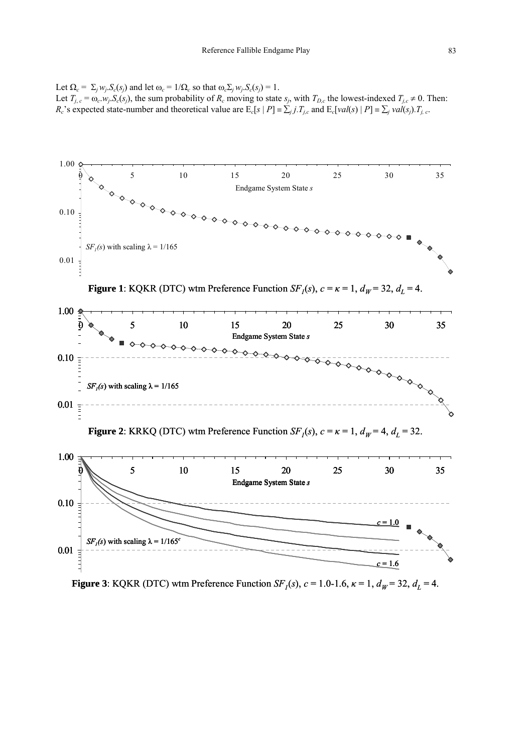Let $\Omega_c = \sum_j w_j.S_c(s_j)$ and let $\omega_c = 1/\Omega_c$ so that $\omega_c \sum_j w_j.S_c(s_j) = 1$.
Let $T_{j,c} = \omega_c.w_j.S_c(s_j)$, the sum probability of $R_c$ moving to state $s_j$, with $T_{D,c}$ the lowest-indexed $T_{j,c} \neq 0$. Then: $R_c$'s expected state-number and theoretical value are $E_c[s \mid P] \equiv \sum_j j.T_{j,c}$ and $E_c[val(s) \mid P] \equiv \sum_j val(s_j).T_{j,c}$.

**Figure 1**: KQKR (DTC) wtm Preference Function $SF_1(s)$, $c = \kappa = 1$, $d_W = 32$, $d_L = 4$.

**Figure 2**: KRKQ (DTC) wtm Preference Function $SF_1(s)$, $c = \kappa = 1$, $d_W = 4$, $d_L = 32$.

**Figure 3**: KQKR (DTC) wtm Preference Function $SF_1(s)$, $c = 1.0$-$1.6$, $\kappa = 1$, $d_W = 32$, $d_L = 4$.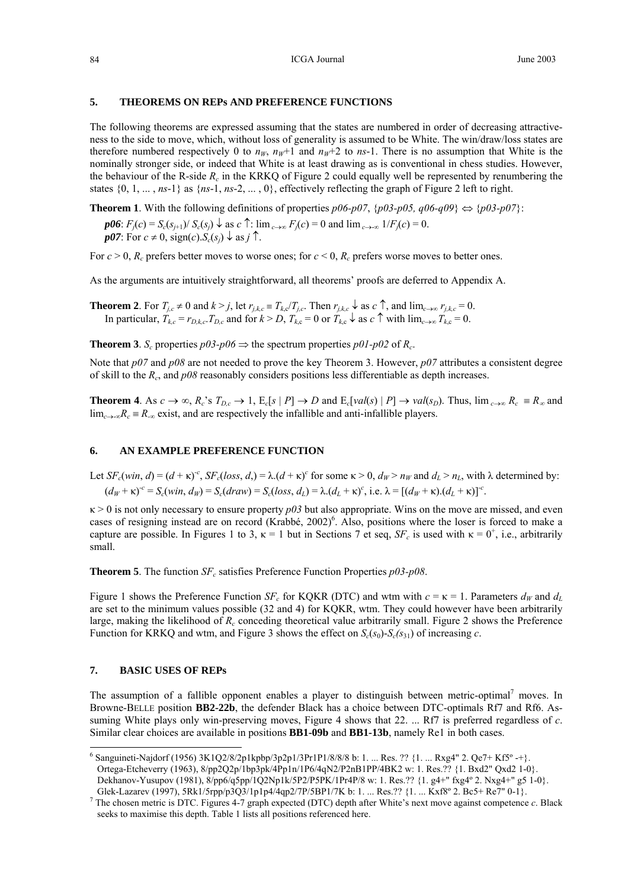## 5. THEOREMS ON REPs AND PREFERENCE FUNCTIONS

The following theorems are expressed assuming that the states are numbered in order of decreasing attractiveness to the side to move, which, without loss of generality is assumed to be White. The win/draw/loss states are therefore numbered respectively 0 to $n_W$, $n_W$+1 and $n_W$+2 to $ns$-1. There is no assumption that White is the nominally stronger side, or indeed that White is at least drawing as is conventional in chess studies. However, the behaviour of the R-side $R_c$ in the KRKQ of Figure 2 could equally well be represented by renumbering the states {0, 1, ... , $ns$-1} as {$ns$-1, $ns$-2, ... , 0}, effectively reflecting the graph of Figure 2 left to right.

**Theorem 1**. With the following definitions of properties *p06-p07*, {*p03-p05, q06-q09*} $\Leftrightarrow$ {*p03-p07*}:

***p06***: $F_j(c) = S_c(s_{j+1})/ S_c(s_j) \downarrow$ as $c \uparrow$: $\lim_{c\to\infty} F_j(c) = 0$ and $\lim_{c\to-\infty} 1/F_j(c) = 0$.
***p07***: For $c \neq 0$, $\text{sign}(c).S_c(s_j) \downarrow$ as $j \uparrow$.

For $c > 0$, $R_c$ prefers better moves to worse ones; for $c < 0$, $R_c$ prefers worse moves to better ones.

As the arguments are intuitively straightforward, all theorems' proofs are deferred to Appendix A.

**Theorem 2**. For $T_{j,c} \neq 0$ and $k > j$, let $r_{j,k,c} \equiv T_{k,c}/T_{j,c}$. Then $r_{j,k,c} \downarrow$ as $c \uparrow$, and $\lim_{c\to\infty} r_{j,k,c} = 0$.
In particular, $T_{k,c} = r_{D,k,c}.T_{D,c}$ and for $k > D$, $T_{k,c} = 0$ or $T_{k,c} \downarrow$ as $c \uparrow$ with $\lim_{c\to\infty} T_{k,c} = 0$.

**Theorem 3**. $S_c$ properties *p03-p06* $\Rightarrow$ the spectrum properties *p01-p02* of $R_c$.

Note that *p07* and *p08* are not needed to prove the key Theorem 3. However, *p07* attributes a consistent degree of skill to the $R_c$, and *p08* reasonably considers positions less differentiable as depth increases.

**Theorem 4**. As $c \to \infty$, $R_c$'s $T_{D,c} \to 1$, $E_c[s \mid P] \to D$ and $E_c[val(s) \mid P] \to val(s_D)$. Thus, $\lim_{c\to\infty} R_c \equiv R_\infty$ and $\lim_{c\to-\infty} R_c \equiv R_{-\infty}$ exist, and are respectively the infallible and anti-infallible players.

## 6. AN EXAMPLE PREFERENCE FUNCTION

Let $SF_c(win, d) = (d + \kappa)^{-c}$, $SF_c(loss, d,) = \lambda.(d + \kappa)^{c}$ for some $\kappa > 0$, $d_W > n_W$ and $d_L > n_L$, with $\lambda$ determined by:
$(d_W + \kappa)^{-c} = S_c(win, d_W) = S_c(draw) = S_c(loss, d_L) = \lambda.(d_L + \kappa)^c$, i.e. $\lambda = [(d_W + \kappa).(d_L + \kappa)]^{-c}$.

$\kappa > 0$ is not only necessary to ensure property *p03* but also appropriate. Wins on the move are missed, and even cases of resigning instead are on record (Krabbé, 2002)[6]. Also, positions where the loser is forced to make a capture are possible. In Figures 1 to 3, $\kappa = 1$ but in Sections 7 et seq, $SF_c$ is used with $\kappa = 0^+$, i.e., arbitrarily small.

**Theorem 5**. The function $SF_c$ satisfies Preference Function Properties *p03-p08*.

Figure 1 shows the Preference Function $SF_c$ for KQKR (DTC) and wtm with $c = \kappa = 1$. Parameters $d_W$ and $d_L$ are set to the minimum values possible (32 and 4) for KQKR, wtm. They could however have been arbitrarily large, making the likelihood of $R_c$ conceding theoretical value arbitrarily small. Figure 2 shows the Preference Function for KRKQ and wtm, and Figure 3 shows the effect on $S_c(s_0)$-$S_c(s_{31})$ of increasing $c$.

## 7. BASIC USES OF REPs

The assumption of a fallible opponent enables a player to distinguish between metric-optimal[7] moves. In Browne-BELLE position **BB2-22b**, the defender Black has a choice between DTC-optimals Rf7 and Rf6. Assuming White plays only win-preserving moves, Figure 4 shows that 22. ... Rf7 is preferred regardless of $c$. Similar clear choices are available in positions **BB1-09b** and **BB1-13b**, namely Re1 in both cases.

---

[6] Sanguineti-Najdorf (1956) 3K1Q2/8/2p1kpbp/3p2p1/3Pr1P1/8/8/8 b: 1. ... Res. ?? {1. ... Rxg4" 2. Qe7+ Kf5º -+}.
Ortega-Etcheverry (1963), 8/pp2Q2p/1bp3pk/4Pp1n/1P6/4qN2/P2nB1PP/4BK2 w: 1. Res.?? {1. Bxd2" Qxd2 1-0}.
Dekhanov-Yusupov (1981), 8/pp6/q5pp/1Q2Np1k/5P2/P5PK/1Pr4P/8 w: 1. Res.?? {1. g4+" fxg4º 2. Nxg4+" g5 1-0}.
Glek-Lazarev (1997), 5Rk1/5rpp/p3Q3/1p1p4/4qp2/7P/5BP1/7K b: 1. ... Res.?? {1. ... Kxf8º 2. Bc5+ Re7" 0-1}.

[7] The chosen metric is DTC. Figures 4-7 graph expected (DTC) depth after White's next move against competence $c$. Black seeks to maximise this depth. Table 1 lists all positions referenced here.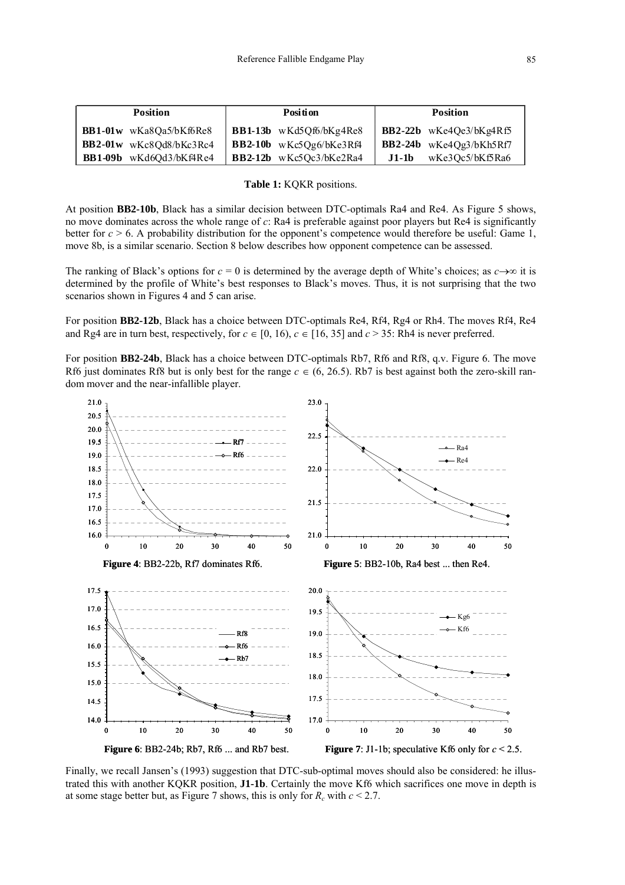| Position | | Position | | Position | |
|---|---|---|---|---|---|
| **BB1-01w** | wKa8Qa5/bKf6Re8 | **BB1-13b** | wKd5Qf6/bKg4Re8 | **BB2-22b** | wKe4Qe3/bKg4Rf5 |
| **BB2-01w** | wKc8Qd8/bKc3Rc4 | **BB2-10b** | wKc5Qg6/bKe3Rf4 | **BB2-24b** | wKe4Qg3/bKh5Rf7 |
| **BB1-09b** | wKd6Qd3/bKf4Re4 | **BB2-12b** | wKc5Qc3/bKe2Ra4 | **J1-1b** | wKe3Qc5/bKf5Ra6 |

**Table 1:** KQKR positions.

At position **BB2-10b**, Black has a similar decision between DTC-optimals Ra4 and Re4. As Figure 5 shows, no move dominates across the whole range of $c$: Ra4 is preferable against poor players but Re4 is significantly better for $c > 6$. A probability distribution for the opponent's competence would therefore be useful: Game 1, move 8b, is a similar scenario. Section 8 below describes how opponent competence can be assessed.

The ranking of Black's options for $c = 0$ is determined by the average depth of White's choices; as $c \rightarrow \infty$ it is determined by the profile of White's best responses to Black's moves. Thus, it is not surprising that the two scenarios shown in Figures 4 and 5 can arise.

For position **BB2-12b**, Black has a choice between DTC-optimals Re4, Rf4, Rg4 or Rh4. The moves Rf4, Re4 and Rg4 are in turn best, respectively, for $c \in [0, 16)$, $c \in [16, 35]$ and $c > 35$: Rh4 is never preferred.

For position **BB2-24b**, Black has a choice between DTC-optimals Rb7, Rf6 and Rf8, q.v. Figure 6. The move Rf6 just dominates Rf8 but is only best for the range $c \in (6, 26.5)$. Rb7 is best against both the zero-skill random mover and the near-infallible player.

**Figure 4**: BB2-22b, Rf7 dominates Rf6.

**Figure 5**: BB2-10b, Ra4 best ... then Re4.

**Figure 6**: BB2-24b; Rb7, Rf6 ... and Rb7 best.

**Figure 7**: J1-1b; speculative Kf6 only for $c < 2.5$.

Finally, we recall Jansen's (1993) suggestion that DTC-sub-optimal moves should also be considered: he illustrated this with another KQKR position, **J1-1b**. Certainly the move Kf6 which sacrifices one move in depth is at some stage better but, as Figure 7 shows, this is only for $R_c$ with $c < 2.7$.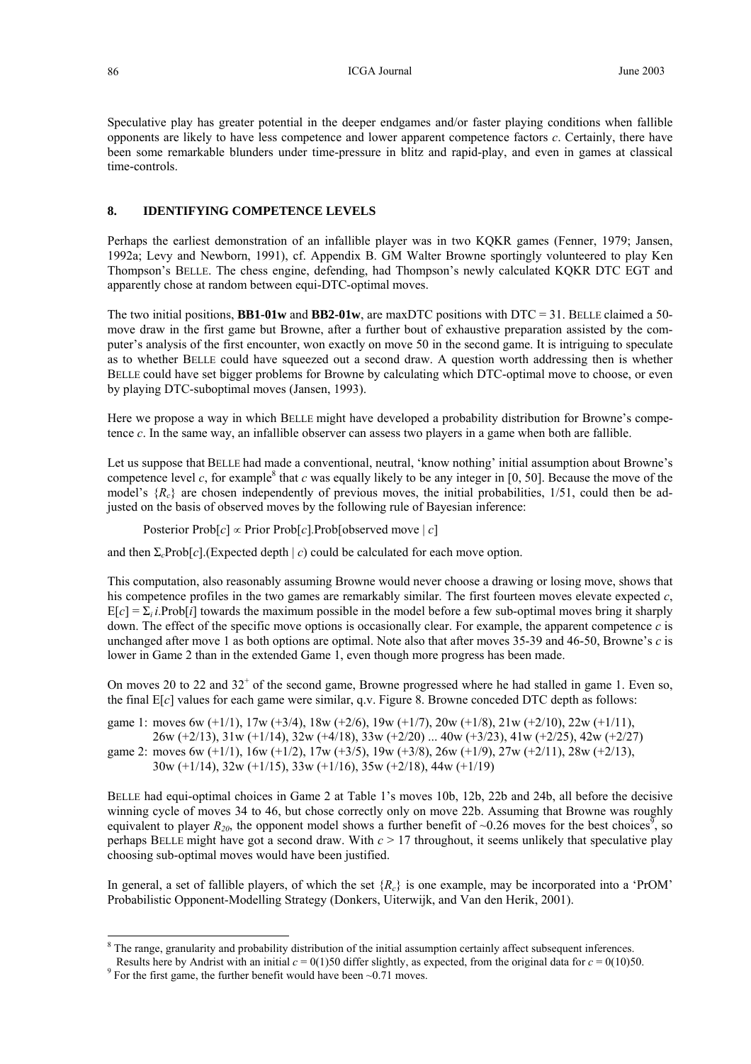Speculative play has greater potential in the deeper endgames and/or faster playing conditions when fallible opponents are likely to have less competence and lower apparent competence factors $c$. Certainly, there have been some remarkable blunders under time-pressure in blitz and rapid-play, and even in games at classical time-controls.

## 8. IDENTIFYING COMPETENCE LEVELS

Perhaps the earliest demonstration of an infallible player was in two KQKR games (Fenner, 1979; Jansen, 1992a; Levy and Newborn, 1991), cf. Appendix B. GM Walter Browne sportingly volunteered to play Ken Thompson's BELLE. The chess engine, defending, had Thompson's newly calculated KQKR DTC EGT and apparently chose at random between equi-DTC-optimal moves.

The two initial positions, **BB1-01w** and **BB2-01w**, are maxDTC positions with DTC = 31. BELLE claimed a 50-move draw in the first game but Browne, after a further bout of exhaustive preparation assisted by the computer's analysis of the first encounter, won exactly on move 50 in the second game. It is intriguing to speculate as to whether BELLE could have squeezed out a second draw. A question worth addressing then is whether BELLE could have set bigger problems for Browne by calculating which DTC-optimal move to choose, or even by playing DTC-suboptimal moves (Jansen, 1993).

Here we propose a way in which BELLE might have developed a probability distribution for Browne's competence $c$. In the same way, an infallible observer can assess two players in a game when both are fallible.

Let us suppose that BELLE had made a conventional, neutral, 'know nothing' initial assumption about Browne's competence level $c$, for example[8] that $c$ was equally likely to be any integer in [0, 50]. Because the move of the model's $\{R_c\}$ are chosen independently of previous moves, the initial probabilities, 1/51, could then be adjusted on the basis of observed moves by the following rule of Bayesian inference:

Posterior Prob[$c$] $\propto$ Prior Prob[$c$].Prob[observed move | $c$]

and then $\Sigma_c$Prob[$c$].(Expected depth | $c$) could be calculated for each move option.

This computation, also reasonably assuming Browne would never choose a drawing or losing move, shows that his competence profiles in the two games are remarkably similar. The first fourteen moves elevate expected $c$, $E[c] = \Sigma_i\, i.\text{Prob}[i]$ towards the maximum possible in the model before a few sub-optimal moves bring it sharply down. The effect of the specific move options is occasionally clear. For example, the apparent competence $c$ is unchanged after move 1 as both options are optimal. Note also that after moves 35-39 and 46-50, Browne's $c$ is lower in Game 2 than in the extended Game 1, even though more progress has been made.

On moves 20 to 22 and $32^+$ of the second game, Browne progressed where he had stalled in game 1. Even so, the final $E[c]$ values for each game were similar, q.v. Figure 8. Browne conceded DTC depth as follows:

game 1: moves 6w (+1/1), 17w (+3/4), 18w (+2/6), 19w (+1/7), 20w (+1/8), 21w (+2/10), 22w (+1/11), 26w (+2/13), 31w (+1/14), 32w (+4/18), 33w (+2/20) ... 40w (+3/23), 41w (+2/25), 42w (+2/27)

game 2: moves 6w (+1/1), 16w (+1/2), 17w (+3/5), 19w (+3/8), 26w (+1/9), 27w (+2/11), 28w (+2/13), 30w (+1/14), 32w (+1/15), 33w (+1/16), 35w (+2/18), 44w (+1/19)

BELLE had equi-optimal choices in Game 2 at Table 1's moves 10b, 12b, 22b and 24b, all before the decisive winning cycle of moves 34 to 46, but chose correctly only on move 22b. Assuming that Browne was roughly equivalent to player $R_{20}$, the opponent model shows a further benefit of ~0.26 moves for the best choices[9], so perhaps BELLE might have got a second draw. With $c > 17$ throughout, it seems unlikely that speculative play choosing sub-optimal moves would have been justified.

In general, a set of fallible players, of which the set $\{R_c\}$ is one example, may be incorporated into a 'PrOM' Probabilistic Opponent-Modelling Strategy (Donkers, Uiterwijk, and Van den Herik, 2001).

---

[8] The range, granularity and probability distribution of the initial assumption certainly affect subsequent inferences. Results here by Andrist with an initial $c = 0(1)50$ differ slightly, as expected, from the original data for $c = 0(10)50$.

[9] For the first game, the further benefit would have been ~0.71 moves.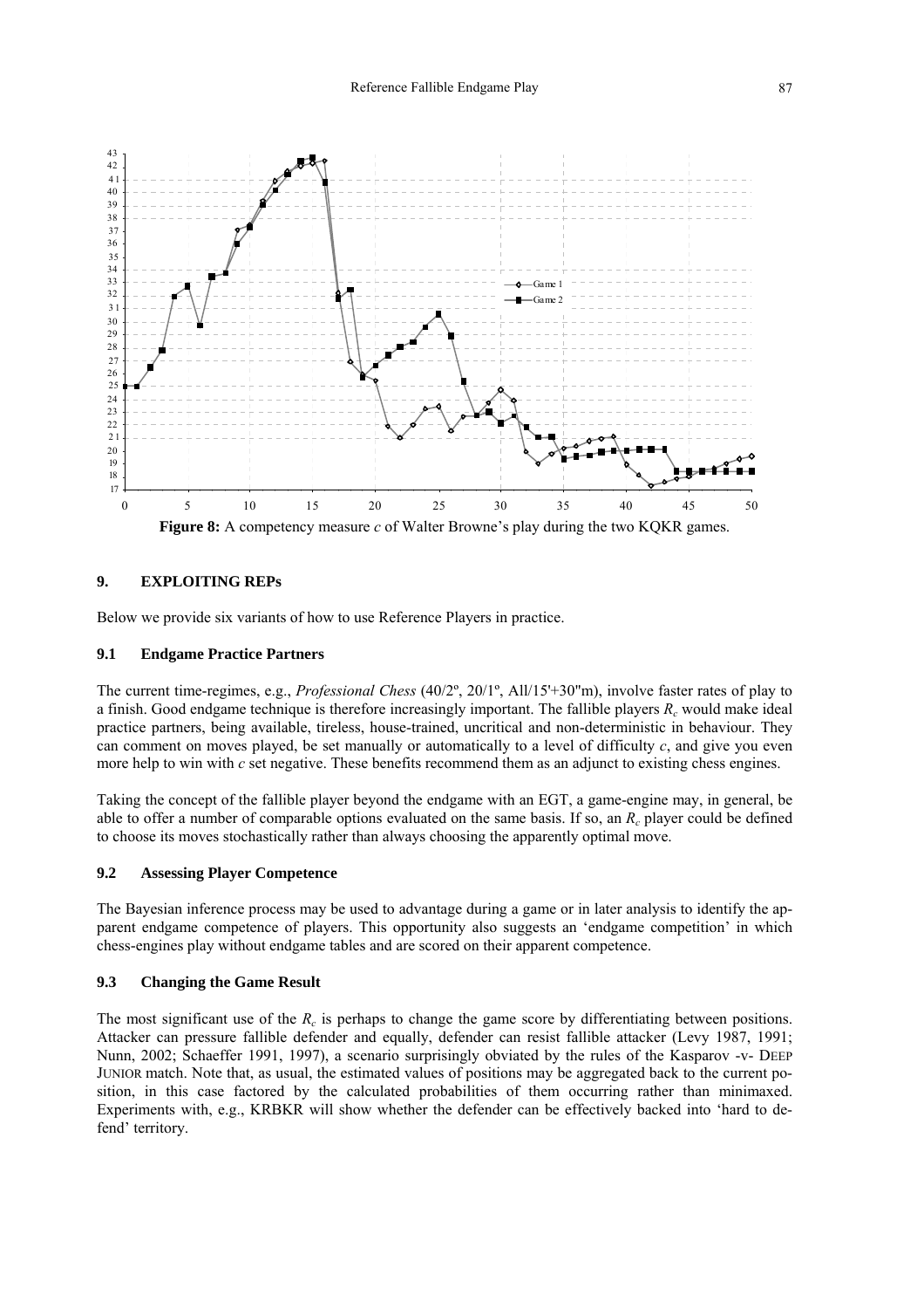**Figure 8:** A competency measure *c* of Walter Browne's play during the two KQKR games.

## 9. EXPLOITING REPs

Below we provide six variants of how to use Reference Players in practice.

### 9.1 Endgame Practice Partners

The current time-regimes, e.g., *Professional Chess* (40/2º, 20/1º, All/15'+30"m), involve faster rates of play to a finish. Good endgame technique is therefore increasingly important. The fallible players $R_c$ would make ideal practice partners, being available, tireless, house-trained, uncritical and non-deterministic in behaviour. They can comment on moves played, be set manually or automatically to a level of difficulty *c*, and give you even more help to win with *c* set negative. These benefits recommend them as an adjunct to existing chess engines.

Taking the concept of the fallible player beyond the endgame with an EGT, a game-engine may, in general, be able to offer a number of comparable options evaluated on the same basis. If so, an $R_c$ player could be defined to choose its moves stochastically rather than always choosing the apparently optimal move.

### 9.2 Assessing Player Competence

The Bayesian inference process may be used to advantage during a game or in later analysis to identify the apparent endgame competence of players. This opportunity also suggests an 'endgame competition' in which chess-engines play without endgame tables and are scored on their apparent competence.

### 9.3 Changing the Game Result

The most significant use of the $R_c$ is perhaps to change the game score by differentiating between positions. Attacker can pressure fallible defender and equally, defender can resist fallible attacker (Levy 1987, 1991; Nunn, 2002; Schaeffer 1991, 1997), a scenario surprisingly obviated by the rules of the Kasparov -v- DEEP JUNIOR match. Note that, as usual, the estimated values of positions may be aggregated back to the current position, in this case factored by the calculated probabilities of them occurring rather than minimaxed. Experiments with, e.g., KRBKR will show whether the defender can be effectively backed into 'hard to defend' territory.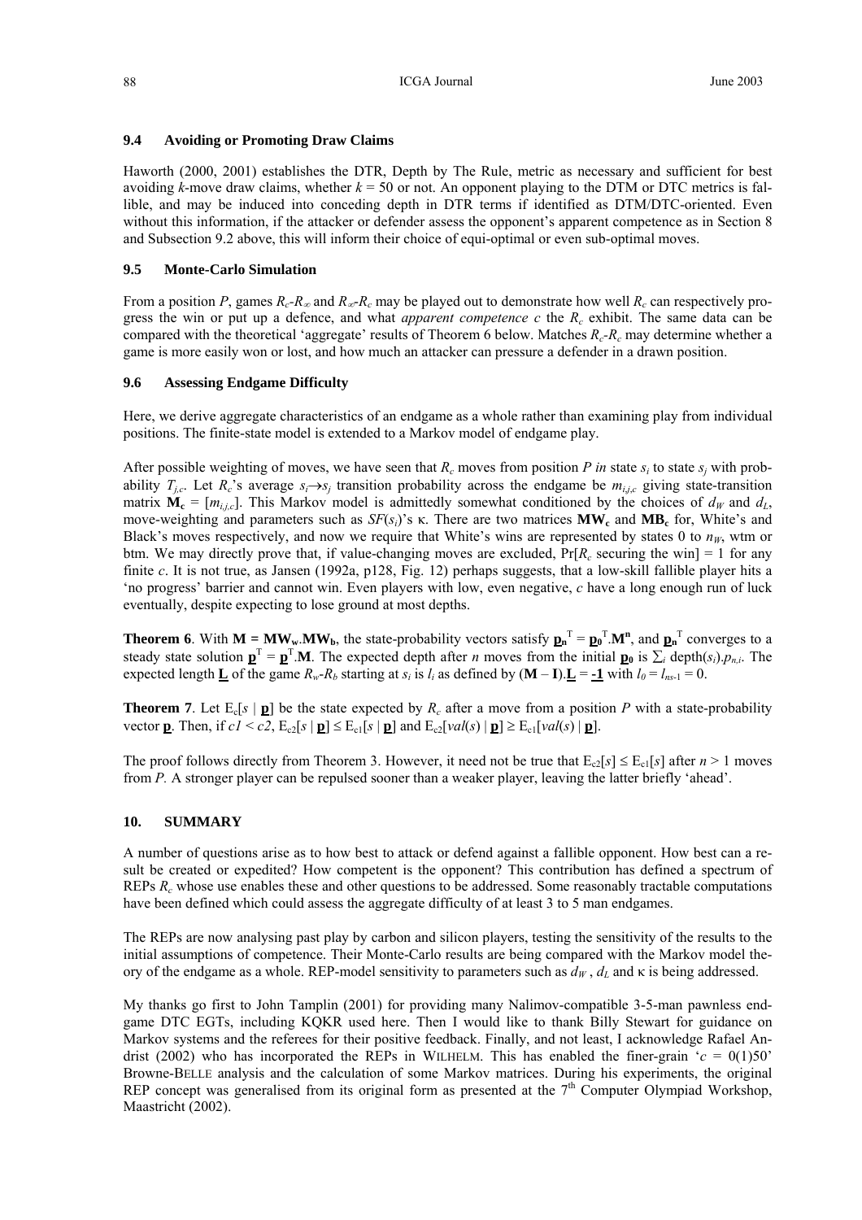### 9.4 Avoiding or Promoting Draw Claims

Haworth (2000, 2001) establishes the DTR, Depth by The Rule, metric as necessary and sufficient for best avoiding $k$-move draw claims, whether $k = 50$ or not. An opponent playing to the DTM or DTC metrics is fallible, and may be induced into conceding depth in DTR terms if identified as DTM/DTC-oriented. Even without this information, if the attacker or defender assess the opponent's apparent competence as in Section 8 and Subsection 9.2 above, this will inform their choice of equi-optimal or even sub-optimal moves.

### 9.5 Monte-Carlo Simulation

From a position $P$, games $R_c$-$R_\infty$ and $R_\infty$-$R_c$ may be played out to demonstrate how well $R_c$ can respectively progress the win or put up a defence, and what *apparent competence c* the $R_c$ exhibit. The same data can be compared with the theoretical 'aggregate' results of Theorem 6 below. Matches $R_c$-$R_c$ may determine whether a game is more easily won or lost, and how much an attacker can pressure a defender in a drawn position.

### 9.6 Assessing Endgame Difficulty

Here, we derive aggregate characteristics of an endgame as a whole rather than examining play from individual positions. The finite-state model is extended to a Markov model of endgame play.

After possible weighting of moves, we have seen that $R_c$ moves from position $P$ *in* state $s_i$ to state $s_j$ with probability $T_{j,c}$. Let $R_c$'s average $s_i \rightarrow s_j$ transition probability across the endgame be $m_{i,j,c}$ giving state-transition matrix $\mathbf{M_c} = [m_{i,j,c}]$. This Markov model is admittedly somewhat conditioned by the choices of $d_W$ and $d_L$, move-weighting and parameters such as $SF(s_i)$'s κ. There are two matrices $\mathbf{MW_c}$ and $\mathbf{MB_c}$ for, White's and Black's moves respectively, and now we require that White's wins are represented by states 0 to $n_W$, wtm or btm. We may directly prove that, if value-changing moves are excluded, $\Pr[R_c$ securing the win$] = 1$ for any finite $c$. It is not true, as Jansen (1992a, p128, Fig. 12) perhaps suggests, that a low-skill fallible player hits a 'no progress' barrier and cannot win. Even players with low, even negative, $c$ have a long enough run of luck eventually, despite expecting to lose ground at most depths.

**Theorem 6**. With $\mathbf{M} = \mathbf{MW_w}.\mathbf{MW_b}$, the state-probability vectors satisfy $\underline{\mathbf{p}}_\mathbf{n}^{\mathrm{T}} = \underline{\mathbf{p}}_\mathbf{0}^{\mathrm{T}}.\mathbf{M}^\mathbf{n}$, and $\underline{\mathbf{p}}_\mathbf{n}^{\mathrm{T}}$ converges to a steady state solution $\underline{\mathbf{p}}^{\mathrm{T}} = \underline{\mathbf{p}}^{\mathrm{T}}.\mathbf{M}$. The expected depth after $n$ moves from the initial $\underline{\mathbf{p}}_\mathbf{0}$ is $\sum_i \mathrm{depth}(s_i).p_{n,i}$. The expected length $\underline{\mathbf{L}}$ of the game $R_w$-$R_b$ starting at $s_i$ is $l_i$ as defined by $(\mathbf{M} - \mathbf{I}).\underline{\mathbf{L}} = \underline{\mathbf{-1}}$ with $l_0 = l_{ns\text{-}1} = 0$.

**Theorem 7**. Let $\mathrm{E}_c[s \mid \underline{\mathbf{p}}]$ be the state expected by $R_c$ after a move from a position $P$ with a state-probability vector $\underline{\mathbf{p}}$. Then, if $c1 < c2$, $\mathrm{E}_{c2}[s \mid \underline{\mathbf{p}}] \leq \mathrm{E}_{c1}[s \mid \underline{\mathbf{p}}]$ and $\mathrm{E}_{c2}[val(s) \mid \underline{\mathbf{p}}] \geq \mathrm{E}_{c1}[val(s) \mid \underline{\mathbf{p}}]$.

The proof follows directly from Theorem 3. However, it need not be true that $\mathrm{E}_{c2}[s] \leq \mathrm{E}_{c1}[s]$ after $n > 1$ moves from $P$. A stronger player can be repulsed sooner than a weaker player, leaving the latter briefly 'ahead'.

## 10. SUMMARY

A number of questions arise as to how best to attack or defend against a fallible opponent. How best can a result be created or expedited? How competent is the opponent? This contribution has defined a spectrum of REPs $R_c$ whose use enables these and other questions to be addressed. Some reasonably tractable computations have been defined which could assess the aggregate difficulty of at least 3 to 5 man endgames.

The REPs are now analysing past play by carbon and silicon players, testing the sensitivity of the results to the initial assumptions of competence. Their Monte-Carlo results are being compared with the Markov model theory of the endgame as a whole. REP-model sensitivity to parameters such as $d_W$, $d_L$ and κ is being addressed.

My thanks go first to John Tamplin (2001) for providing many Nalimov-compatible 3-5-man pawnless endgame DTC EGTs, including KQKR used here. Then I would like to thank Billy Stewart for guidance on Markov systems and the referees for their positive feedback. Finally, and not least, I acknowledge Rafael Andrist (2002) who has incorporated the REPs in WILHELM. This has enabled the finer-grain '$c = 0(1)50$' Browne-BELLE analysis and the calculation of some Markov matrices. During his experiments, the original REP concept was generalised from its original form as presented at the 7th Computer Olympiad Workshop, Maastricht (2002).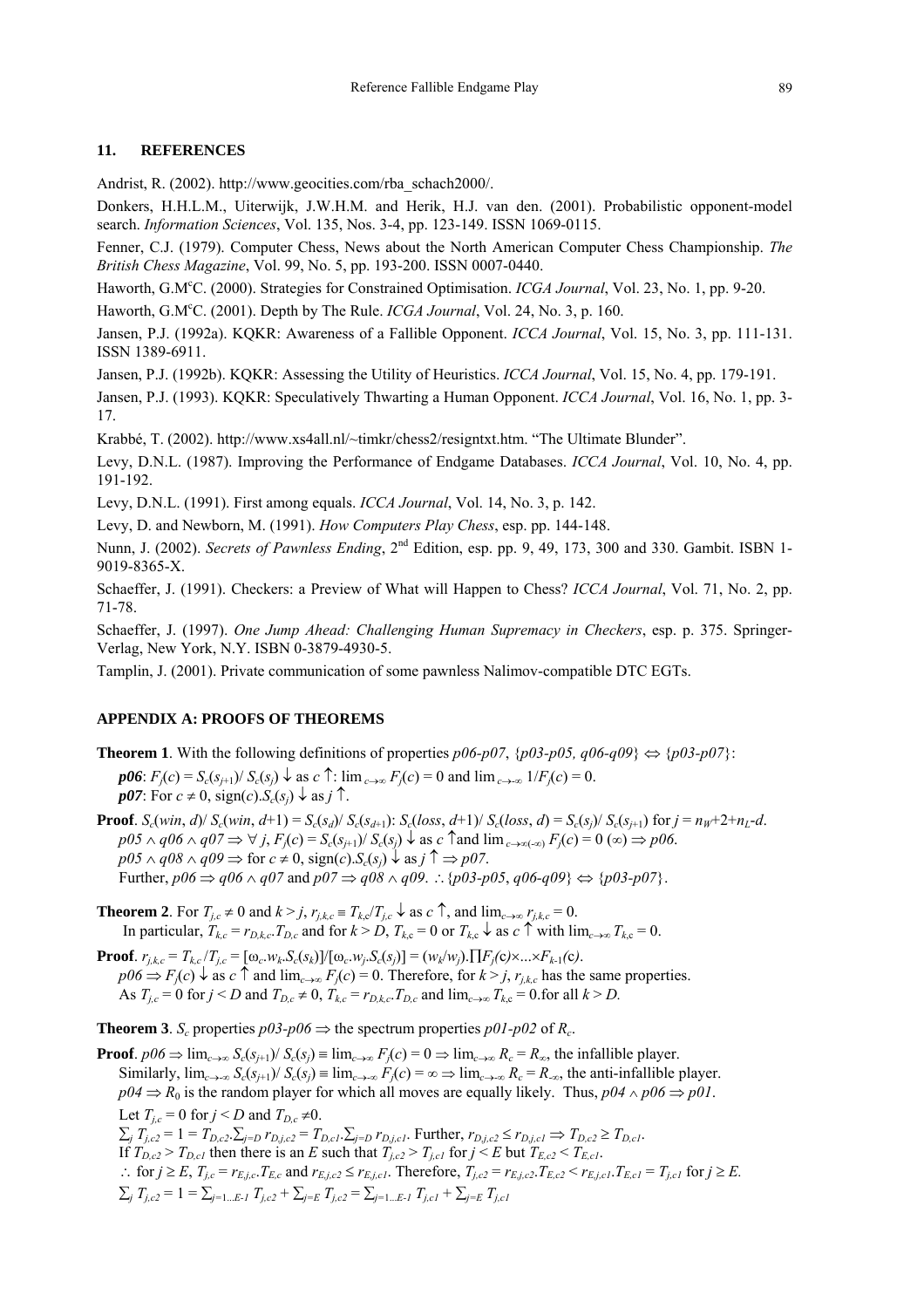## 11. REFERENCES

Andrist, R. (2002). http://www.geocities.com/rba_schach2000/.

Donkers, H.H.L.M., Uiterwijk, J.W.H.M. and Herik, H.J. van den. (2001). Probabilistic opponent-model search. *Information Sciences*, Vol. 135, Nos. 3-4, pp. 123-149. ISSN 1069-0115.

Fenner, C.J. (1979). Computer Chess, News about the North American Computer Chess Championship. *The British Chess Magazine*, Vol. 99, No. 5, pp. 193-200. ISSN 0007-0440.

Haworth, G.M[c]C. (2000). Strategies for Constrained Optimisation. *ICGA Journal*, Vol. 23, No. 1, pp. 9-20.

Haworth, G.M[c]C. (2001). Depth by The Rule. *ICGA Journal*, Vol. 24, No. 3, p. 160.

Jansen, P.J. (1992a). KQKR: Awareness of a Fallible Opponent. *ICCA Journal*, Vol. 15, No. 3, pp. 111-131. ISSN 1389-6911.

Jansen, P.J. (1992b). KQKR: Assessing the Utility of Heuristics. *ICCA Journal*, Vol. 15, No. 4, pp. 179-191.

Jansen, P.J. (1993). KQKR: Speculatively Thwarting a Human Opponent. *ICCA Journal*, Vol. 16, No. 1, pp. 3-17.

Krabbé, T. (2002). http://www.xs4all.nl/~timkr/chess2/resigntxt.htm. "The Ultimate Blunder".

Levy, D.N.L. (1987). Improving the Performance of Endgame Databases. *ICCA Journal*, Vol. 10, No. 4, pp. 191-192.

Levy, D.N.L. (1991). First among equals. *ICCA Journal*, Vol. 14, No. 3, p. 142.

Levy, D. and Newborn, M. (1991). *How Computers Play Chess*, esp. pp. 144-148.

Nunn, J. (2002). *Secrets of Pawnless Ending*, 2nd Edition, esp. pp. 9, 49, 173, 300 and 330. Gambit. ISBN 1-9019-8365-X.

Schaeffer, J. (1991). Checkers: a Preview of What will Happen to Chess? *ICCA Journal*, Vol. 71, No. 2, pp. 71-78.

Schaeffer, J. (1997). *One Jump Ahead: Challenging Human Supremacy in Checkers*, esp. p. 375. Springer-Verlag, New York, N.Y. ISBN 0-3879-4930-5.

Tamplin, J. (2001). Private communication of some pawnless Nalimov-compatible DTC EGTs.

## APPENDIX A: PROOFS OF THEOREMS

**Theorem 1**. With the following definitions of properties *p06-p07*, {*p03-p05, q06-q09*} $\Leftrightarrow$ {*p03-p07*}:

**p06**: $F_j(c) = S_c(s_{j+1})/\, S_c(s_j) \downarrow$ as $c \uparrow$: $\lim_{c\to\infty} F_j(c) = 0$ and $\lim_{c\to-\infty} 1/F_j(c) = 0$.

**p07**: For $c \neq 0$, $\text{sign}(c).S_c(s_j) \downarrow$ as $j \uparrow$.

**Proof**. $S_c(win, d)/\, S_c(win, d+1) = S_c(s_d)/\, S_c(s_{d+1})$: $S_c(loss, d+1)/\, S_c(loss, d) = S_c(s_j)/\, S_c(s_{j+1})$ for $j = n_W+2+n_L-d$.
$p05 \wedge q06 \wedge q07 \Rightarrow \forall\, j$, $F_j(c) = S_c(s_{j+1})/\, S_c(s_j) \downarrow$ as $c \uparrow$and $\lim_{c\to\infty(-\infty)} F_j(c) = 0\ (\infty) \Rightarrow p06$.
$p05 \wedge q08 \wedge q09 \Rightarrow$ for $c \neq 0$, $\text{sign}(c).S_c(s_j) \downarrow$ as $j \uparrow \Rightarrow p07$.
Further, $p06 \Rightarrow q06 \wedge q07$ and $p07 \Rightarrow q08 \wedge q09$. $\therefore$ {*p03-p05*, *q06-q09*} $\Leftrightarrow$ {*p03-p07*}.

**Theorem 2**. For $T_{j,c} \neq 0$ and $k > j$, $r_{j,k,c} \equiv T_{k,c}/T_{j,c} \downarrow$ as $c \uparrow$, and $\lim_{c\to\infty} r_{j,k,c} = 0$.
In particular, $T_{k,c} = r_{D,k,c}.T_{D,c}$ and for $k > D$, $T_{k,c} = 0$ or $T_{k,c} \downarrow$ as $c \uparrow$ with $\lim_{c\to\infty} T_{k,c} = 0$.

**Proof**. $r_{j,k,c} = T_{k,c}/T_{j,c} = [\omega_c.w_k.S_c(s_k)]/[\omega_c.w_j.S_c(s_j)] = (w_k/w_j).\prod F_j(c)\times\ldots\times F_{k-1}(c)$.
$p06 \Rightarrow F_j(c) \downarrow$ as $c \uparrow$ and $\lim_{c\to\infty} F_j(c) = 0$. Therefore, for $k > j$, $r_{j,k,c}$ has the same properties.
As $T_{j,c} = 0$ for $j < D$ and $T_{D,c} \neq 0$, $T_{k,c} = r_{D,k,c}.T_{D,c}$ and $\lim_{c\to\infty} T_{k,c} = 0$.for all $k > D$.

**Theorem 3**. $S_c$ properties *p03-p06* $\Rightarrow$ the spectrum properties *p01-p02* of $R_c$.

**Proof**. $p06 \Rightarrow \lim_{c\to\infty} S_c(s_{j+1})/\, S_c(s_j) \equiv \lim_{c\to\infty} F_j(c) = 0 \Rightarrow \lim_{c\to\infty} R_c = R_\infty$, the infallible player.
Similarly, $\lim_{c\to-\infty} S_c(s_{j+1})/\, S_c(s_j) \equiv \lim_{c\to-\infty} F_j(c) = \infty \Rightarrow \lim_{c\to-\infty} R_c = R_{-\infty}$, the anti-infallible player.
$p04 \Rightarrow R_0$ is the random player for which all moves are equally likely. Thus, $p04 \wedge p06 \Rightarrow p01$.
Let $T_{j,c} = 0$ for $j < D$ and $T_{D,c} \neq 0$.
$\sum_j T_{j,c2} = 1 = T_{D,c2}.\sum_{j=D} r_{D,j,c2} = T_{D,c1}.\sum_{j=D} r_{D,j,c1}$. Further, $r_{D,j,c2} \leq r_{D,j,c1} \Rightarrow T_{D,c2} \geq T_{D,c1}$.
If $T_{D,c2} > T_{D,c1}$ then there is an $E$ such that $T_{j,c2} > T_{j,c1}$ for $j < E$ but $T_{E,c2} < T_{E,c1}$.
$\therefore$ for $j \geq E$, $T_{j,c} = r_{E,j,c}.T_{E,c}$ and $r_{E,j,c2} \leq r_{E,j,c1}$. Therefore, $T_{j,c2} = r_{E,j,c2}.T_{E,c2} < r_{E,j,c1}.T_{E,c1} = T_{j,c1}$ for $j \geq E$.
$\sum_j T_{j,c2} = 1 = \sum_{j=1\ldots E-1} T_{j,c2} + \sum_{j=E} T_{j,c2} = \sum_{j=1\ldots E-1} T_{j,c1} + \sum_{j=E} T_{j,c1}$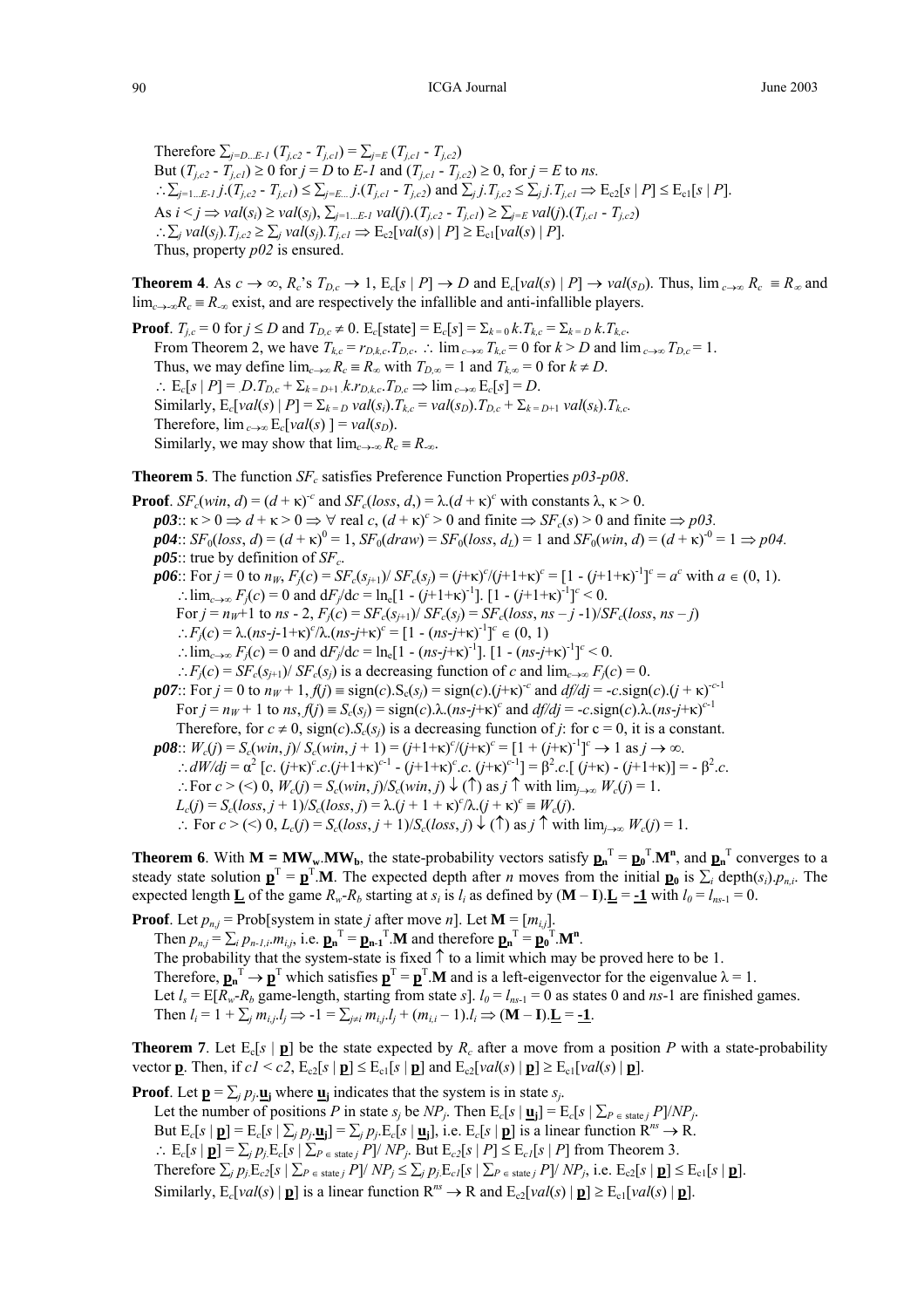Therefore $\sum_{j=D...E-1} (T_{j,c2} - T_{j,c1}) = \sum_{j=E} (T_{j,c1} - T_{j,c2})$

But $(T_{j,c2} - T_{j,c1}) \geq 0$ for $j = D$ to $E\text{-}1$ and $(T_{j,c1} - T_{j,c2}) \geq 0$, for $j = E$ to $ns$.

$\therefore \sum_{j=1...E-1} j.(T_{j,c2} - T_{j,c1}) \leq \sum_{j=E...} j.(T_{j,c1} - T_{j,c2})$ and $\sum_j j.T_{j,c2} \leq \sum_j j.T_{j,c1} \Rightarrow \mathrm{E}_{c2}[s \mid P] \leq \mathrm{E}_{c1}[s \mid P]$.

As $i < j \Rightarrow val(s_i) \geq val(s_j)$, $\sum_{j=1...E-1} val(j).(T_{j,c2} - T_{j,c1}) \geq \sum_{j=E} val(j).(T_{j,c1} - T_{j,c2})$

$\therefore \sum_j val(s_j).T_{j,c2} \geq \sum_j val(s_j).T_{j,c1} \Rightarrow \mathrm{E}_{c2}[val(s) \mid P] \geq \mathrm{E}_{c1}[val(s) \mid P]$.

Thus, property *p02* is ensured.

**Theorem 4**. As $c \to \infty$, $R_c$'s $T_{D,c} \to 1$, $\mathrm{E}_c[s \mid P] \to D$ and $\mathrm{E}_c[val(s) \mid P] \to val(s_D)$. Thus, $\lim_{c\to\infty} R_c \equiv R_\infty$ and $\lim_{c\to-\infty} R_c \equiv R_{-\infty}$ exist, and are respectively the infallible and anti-infallible players.

**Proof**. $T_{j,c} = 0$ for $j \leq D$ and $T_{D,c} \neq 0$. $\mathrm{E}_c[\text{state}] = \mathrm{E}_c[s] = \Sigma_{k=0}\, k.T_{k,c} = \Sigma_{k=D}\, k.T_{k,c}$.

From Theorem 2, we have $T_{k,c} = r_{D,k,c}.T_{D,c}$. $\therefore \lim_{c\to\infty} T_{k,c} = 0$ for $k > D$ and $\lim_{c\to\infty} T_{D,c} = 1$.

Thus, we may define $\lim_{c\to\infty} R_c \equiv R_\infty$ with $T_{D,\infty} = 1$ and $T_{k,\infty} = 0$ for $k \neq D$.

$\therefore \mathrm{E}_c[s \mid P] = D.T_{D,c} + \Sigma_{k=D+1}\, k.r_{D,k,c}.T_{D,c} \Rightarrow \lim_{c\to\infty} \mathrm{E}_c[s] = D$.

Similarly, $\mathrm{E}_c[val(s) \mid P] = \Sigma_{k=D}\, val(s_k).T_{k,c} = val(s_D).T_{D,c} + \Sigma_{k=D+1}\, val(s_k).T_{k,c}$.

Therefore, $\lim_{c\to\infty} \mathrm{E}_c[val(s)\,] = val(s_D)$.

Similarly, we may show that $\lim_{c\to-\infty} R_c \equiv R_{-\infty}$.

**Theorem 5**. The function $SF_c$ satisfies Preference Function Properties *p03-p08*.

**Proof**. $SF_c(win, d) = (d + \kappa)^{-c}$ and $SF_c(loss, d,) = \lambda.(d + \kappa)^c$ with constants $\lambda, \kappa > 0$.

***p03***:: $\kappa > 0 \Rightarrow d + \kappa > 0 \Rightarrow \forall$ real $c$, $(d + \kappa)^c > 0$ and finite $\Rightarrow SF_c(s) > 0$ and finite $\Rightarrow p03$.

***p04***:: $SF_0(loss, d) = (d + \kappa)^0 = 1$, $SF_0(draw) = SF_0(loss, d_L) = 1$ and $SF_0(win, d) = (d + \kappa)^{-0} = 1 \Rightarrow p04$.

***p05***:: true by definition of $SF_c$.

***p06***:: For $j = 0$ to $n_W$, $F_j(c) = SF_c(s_{j+1})/\, SF_c(s_j) = (j{+}\kappa)^c/(j{+}1{+}\kappa)^c = [1 - (j{+}1{+}\kappa)^{-1}]^c = a^c$ with $a \in (0, 1)$.

$\therefore \lim_{c\to\infty} F_j(c) = 0$ and $dF_j/dc = \ln_e[1 - (j{+}1{+}\kappa)^{-1}].\, [1 - (j{+}1{+}\kappa)^{-1}]^c < 0$.

For $j = n_W{+}1$ to $ns$ - 2, $F_j(c) = SF_c(s_{j+1})/\, SF_c(s_j) = SF_c(loss, ns - j\, {-}1)/SF_c(loss, ns - j)$

$\therefore F_j(c) = \lambda.(ns{-}j{-}1{+}\kappa)^c/\lambda.(ns{-}j{+}\kappa)^c = [1 - (ns{-}j{+}\kappa)^{-1}]^c \in (0, 1)$

$\therefore \lim_{c\to\infty} F_j(c) = 0$ and $dF_j/dc = \ln_e[1 - (ns{-}j{+}\kappa)^{-1}].\, [1 - (ns{-}j{+}\kappa)^{-1}]^c < 0$.

$\therefore F_j(c) = SF_c(s_{j+1})/\, SF_c(s_j)$ is a decreasing function of $c$ and $\lim_{c\to\infty} F_j(c) = 0$.

***p07***:: For $j = 0$ to $n_W$, $f(j) \equiv \text{sign}(c).S_c(s_j) = \text{sign}(c).(j{+}\kappa)^{-c}$ and $df/dj = -c.\text{sign}(c).(j + \kappa)^{-c-1}$

For $j = n_W + 1$ to $ns$, $f(j) \equiv S_c(s_j) = \text{sign}(c).\lambda.(ns{-}j{+}\kappa)^c$ and $df/dj = -c.\text{sign}(c).\lambda.(ns{-}j{+}\kappa)^{c-1}$

Therefore, for $c \neq 0$, $\text{sign}(c).S_c(s_j)$ is a decreasing function of $j$: for $c = 0$, it is a constant.

***p08***:: $W_c(j) = S_c(win, j)/\, S_c(win, j + 1) = (j{+}1{+}\kappa)^c/(j{+}\kappa)^c = [1 + (j{+}\kappa)^{-1}]^c \to 1$ as $j \to \infty$.

$\therefore dW/dj = \alpha^2\, [c.\, (j{+}\kappa)^c.c.(j{+}1{+}\kappa)^{c-1} - (j{+}1{+}\kappa)^c.c.\, (j{+}\kappa)^{c-1}] = \beta^2.c.[\, (j{+}\kappa) - (j{+}1{+}\kappa)] = -\beta^2.c$.

$\therefore$ For $c > (<)\ 0$, $W_c(j) = S_c(win, j)/S_c(win, j) \downarrow (\uparrow)$ as $j \uparrow$ with $\lim_{j\to\infty} W_c(j) = 1$.

$L_c(j) = S_c(loss, j + 1)/S_c(loss, j) = \lambda.(j + 1 + \kappa)^c/\lambda.(j + \kappa)^c \equiv W_c(j)$.

$\therefore$ For $c > (<)\ 0$, $L_c(j) = S_c(loss, j + 1)/S_c(loss, j) \downarrow (\uparrow)$ as $j \uparrow$ with $\lim_{j\to\infty} W_c(j) = 1$.

**Theorem 6**. With $\mathbf{M} = \mathbf{MW_w}.\mathbf{MW_b}$, the state-probability vectors satisfy $\underline{\mathbf{p}}_\mathbf{n}^{\mathrm{T}} = \underline{\mathbf{p}}_\mathbf{0}^{\mathrm{T}}.\mathbf{M}^\mathbf{n}$, and $\underline{\mathbf{p}}_\mathbf{n}^{\mathrm{T}}$ converges to a steady state solution $\underline{\mathbf{p}}^{\mathrm{T}} = \underline{\mathbf{p}}^{\mathrm{T}}.\mathbf{M}$. The expected depth after $n$ moves from the initial $\underline{\mathbf{p}}_\mathbf{0}$ is $\sum_i \text{depth}(s_i).p_{n,i}$. The expected length $\underline{\mathbf{L}}$ of the game $R_w$-$R_b$ starting at $s_i$ is $l_i$ as defined by $(\mathbf{M} - \mathbf{I}).\underline{\mathbf{L}} = \underline{\mathbf{-1}}$ with $l_0 = l_{ns\text{-}1} = 0$.

**Proof**. Let $p_{n,j} = \text{Prob}[\text{system in state } j \text{ after move } n]$. Let $\mathbf{M} = [m_{i,j}]$.

Then $p_{n,j} = \sum_i p_{n-1,i}.m_{i,j}$, i.e. $\underline{\mathbf{p}}_\mathbf{n}^{\mathrm{T}} = \underline{\mathbf{p}}_\mathbf{n-1}^{\mathrm{T}}.\mathbf{M}$ and therefore $\underline{\mathbf{p}}_\mathbf{n}^{\mathrm{T}} = \underline{\mathbf{p}}_\mathbf{0}^{\mathrm{T}}.\mathbf{M}^\mathbf{n}$.

The probability that the system-state is fixed $\uparrow$ to a limit which may be proved here to be 1.

Therefore, $\underline{\mathbf{p}}_\mathbf{n}^{\mathrm{T}} \to \underline{\mathbf{p}}^{\mathrm{T}}$ which satisfies $\underline{\mathbf{p}}^{\mathrm{T}} = \underline{\mathbf{p}}^{\mathrm{T}}.\mathbf{M}$ and is a left-eigenvector for the eigenvalue $\lambda = 1$.

Let $l_s = \mathrm{E}[R_w$-$R_b$ game-length, starting from state $s]$. $l_0 = l_{ns\text{-}1} = 0$ as states 0 and $ns$-1 are finished games.

Then $l_i = 1 + \sum_j m_{i,j}.l_j \Rightarrow -1 = \sum_{j\neq i} m_{i,j}.l_j + (m_{i,i} - 1).l_i \Rightarrow (\mathbf{M} - \mathbf{I}).\underline{\mathbf{L}} = \underline{\mathbf{-1}}$.

**Theorem 7**. Let $\mathrm{E}_c[s \mid \underline{\mathbf{p}}]$ be the state expected by $R_c$ after a move from a position $P$ with a state-probability vector $\underline{\mathbf{p}}$. Then, if $c1 < c2$, $\mathrm{E}_{c2}[s \mid \underline{\mathbf{p}}] \leq \mathrm{E}_{c1}[s \mid \underline{\mathbf{p}}]$ and $\mathrm{E}_{c2}[val(s) \mid \underline{\mathbf{p}}] \geq \mathrm{E}_{c1}[val(s) \mid \underline{\mathbf{p}}]$.

**Proof**. Let $\underline{\mathbf{p}} = \sum_j p_j.\underline{\mathbf{u}}_\mathbf{j}$ where $\underline{\mathbf{u}}_\mathbf{j}$ indicates that the system is in state $s_j$.

Let the number of positions $P$ in state $s_j$ be $NP_j$. Then $\mathrm{E}_c[s \mid \underline{\mathbf{u}}_\mathbf{j}] = \mathrm{E}_c[s \mid \sum_{P \in \text{state } j} P]/NP_j$.

But $\mathrm{E}_c[s \mid \underline{\mathbf{p}}] = \mathrm{E}_c[s \mid \sum_j p_j.\underline{\mathbf{u}}_\mathbf{j}] = \sum_j p_j.\mathrm{E}_c[s \mid \underline{\mathbf{u}}_\mathbf{j}]$, i.e. $\mathrm{E}_c[s \mid \underline{\mathbf{p}}]$ is a linear function $\mathrm{R}^{ns} \to \mathrm{R}$.

$\therefore \mathrm{E}_c[s \mid \underline{\mathbf{p}}] = \sum_j p_j.\mathrm{E}_c[s \mid \sum_{P \in \text{state } j} P]/\, NP_j$. But $\mathrm{E}_{c2}[s \mid P] \leq \mathrm{E}_{c1}[s \mid P]$ from Theorem 3.

Therefore $\sum_j p_j.\mathrm{E}_{c2}[s \mid \sum_{P \in \text{state } j} P]/\, NP_j \leq \sum_j p_j.\mathrm{E}_{c1}[s \mid \sum_{P \in \text{state } j} P]/\, NP_j$, i.e. $\mathrm{E}_{c2}[s \mid \underline{\mathbf{p}}] \leq \mathrm{E}_{c1}[s \mid \underline{\mathbf{p}}]$.

Similarly, $\mathrm{E}_c[val(s) \mid \underline{\mathbf{p}}]$ is a linear function $\mathrm{R}^{ns} \to \mathrm{R}$ and $\mathrm{E}_{c2}[val(s) \mid \underline{\mathbf{p}}] \geq \mathrm{E}_{c1}[val(s) \mid \underline{\mathbf{p}}]$.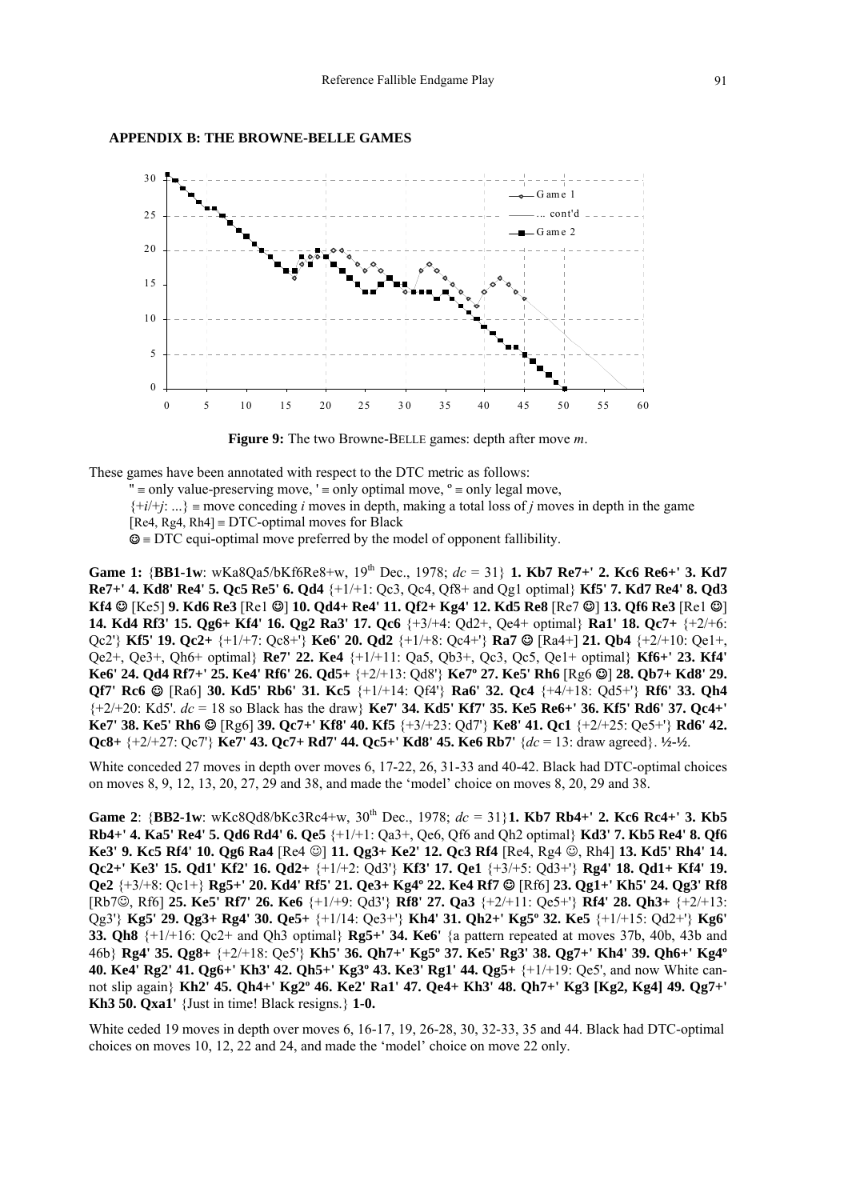**APPENDIX B: THE BROWNE-BELLE GAMES**

30
25
20
15
10
5
0
0 5 10 15 20 25 30 35 40 45 50 55 60
Game 1
... cont'd
Game 2

**Figure 9:** The two Browne-BELLE games: depth after move *m*.

These games have been annotated with respect to the DTC metric as follows:

" ≡ only value-preserving move, ' ≡ only optimal move, º ≡ only legal move,
{+*i*/+*j*: ...} ≡ move conceding *i* moves in depth, making a total loss of *j* moves in depth in the game
[Re4, Rg4, Rh4] ≡ DTC-optimal moves for Black
☺ ≡ DTC equi-optimal move preferred by the model of opponent fallibility.

**Game 1:** {**BB1-1w**: wKa8Qa5/bKf6Re8+w, 19th Dec., 1978; *dc* = 31} **1. Kb7 Re7+' 2. Kc6 Re6+' 3. Kd7 Re7+' 4. Kd8' Re4' 5. Qc5 Re5' 6. Qd4** {+1/+1: Qc3, Qc4, Qf8+ and Qg1 optimal} **Kf5' 7. Kd7 Re4' 8. Qd3 Kf4** ☺ [Ke5] **9. Kd6 Re3** [Re1 ☺] **10. Qd4+ Re4' 11. Qf2+ Kg4' 12. Kd5 Re8** [Re7 ☺] **13. Qf6 Re3** [Re1 ☺] **14. Kd4 Rf3' 15. Qg6+ Kf4' 16. Qg2 Ra3' 17. Qc6** {+3/+4: Qd2+, Qe4+ optimal} **Ra1' 18. Qc7+** {+2/+6: Qc2'} **Kf5' 19. Qc2+** {+1/+7: Qc8+'} **Ke6' 20. Qd2** {+1/+8: Qc4+'} **Ra7** ☺ [Ra4+] **21. Qb4** {+2/+10: Qe1+, Qe2+, Qe3+, Qh6+ optimal} **Re7' 22. Ke4** {+1/+11: Qa5, Qb3+, Qc3, Qc5, Qe1+ optimal} **Kf6+' 23. Kf4' Ke6' 24. Qd4 Rf7+' 25. Ke4' Rf6' 26. Qd5+** {+2/+13: Qd8'} **Ke7º 27. Ke5' Rh6** [Rg6 ☺] **28. Qb7+ Kd8' 29. Qf7' Rc6** ☺ [Ra6] **30. Kd5' Rb6' 31. Kc5** {+1/+14: Qf4'} **Ra6' 32. Qc4** {+4/+18: Qd5+'} **Rf6' 33. Qh4** {+2/+20: Kd5'. *dc* = 18 so Black has the draw} **Ke7' 34. Kd5' Kf7' 35. Ke5 Re6+' 36. Kf5' Rd6' 37. Qc4+' Ke7' 38. Ke5' Rh6** ☺ [Rg6] **39. Qc7+' Kf8' 40. Kf5** {+3/+23: Qd7'} **Ke8' 41. Qc1** {+2/+25: Qe5+'} **Rd6' 42. Qc8+** {+2/+27: Qc7'} **Ke7' 43. Qc7+ Rd7' 44. Qc5+' Kd8' 45. Ke6 Rb7'** {*dc* = 13: draw agreed}. **½-½**.

White conceded 27 moves in depth over moves 6, 17-22, 26, 31-33 and 40-42. Black had DTC-optimal choices on moves 8, 9, 12, 13, 20, 27, 29 and 38, and made the 'model' choice on moves 8, 20, 29 and 38.

**Game 2**: {**BB2-1w**: wKc8Qd8/bKc3Rc4+w, 30th Dec., 1978; *dc* = 31}**1. Kb7 Rb4+' 2. Kc6 Rc4+' 3. Kb5 Rb4+' 4. Ka5' Re4' 5. Qd6 Rd4' 6. Qe5** {+1/+1: Qa3+, Qe6, Qf6 and Qh2 optimal} **Kd3' 7. Kb5 Re4' 8. Qf6 Ke3' 9. Kc5 Rf4' 10. Qg6 Ra4** [Re4 ☺] **11. Qg3+ Ke2' 12. Qc3 Rf4** [Re4, Rg4 ☺, Rh4] **13. Kd5' Rh4' 14. Qc2+' Ke3' 15. Qd1' Kf2' 16. Qd2+** {+1/+2: Qd3'} **Kf3' 17. Qe1** {+3/+5: Qd3+'} **Rg4' 18. Qd1+ Kf4' 19. Qe2** {+3/+8: Qc1+} **Rg5+' 20. Kd4' Rf5' 21. Qe3+ Kg4º 22. Ke4 Rf7** ☺ [Rf6] **23. Qg1+' Kh5' 24. Qg3' Rf8** [Rb7☺, Rf6] **25. Ke5' Rf7' 26. Ke6** {+1/+9: Qd3'} **Rf8' 27. Qa3** {+2/+11: Qe5+'} **Rf4' 28. Qh3+** {+2/+13: Qg3'} **Kg5' 29. Qg3+ Rg4' 30. Qe5+** {+1/14: Qe3+'} **Kh4' 31. Qh2+' Kg5º 32. Ke5** {+1/+15: Qd2+'} **Kg6' 33. Qh8** {+1/+16: Qc2+ and Qh3 optimal} **Rg5+' 34. Ke6'** {a pattern repeated at moves 37b, 40b, 43b and 46b} **Rg4' 35. Qg8+** {+2/+18: Qe5'} **Kh5' 36. Qh7+' Kg5º 37. Ke5' Rg3' 38. Qg7+' Kh4' 39. Qh6+' Kg4º 40. Ke4' Rg2' 41. Qg6+' Kh3' 42. Qh5+' Kg3º 43. Ke3' Rg1' 44. Qg5+** {+1/+19: Qe5', and now White cannot slip again} **Kh2' 45. Qh4+' Kg2º 46. Ke2' Ra1' 47. Qe4+ Kh3' 48. Qh7+' Kg3 [Kg2, Kg4] 49. Qg7+' Kh3 50. Qxa1'** {Just in time! Black resigns.} **1-0.**

White ceded 19 moves in depth over moves 6, 16-17, 19, 26-28, 30, 32-33, 35 and 44. Black had DTC-optimal choices on moves 10, 12, 22 and 24, and made the 'model' choice on move 22 only.